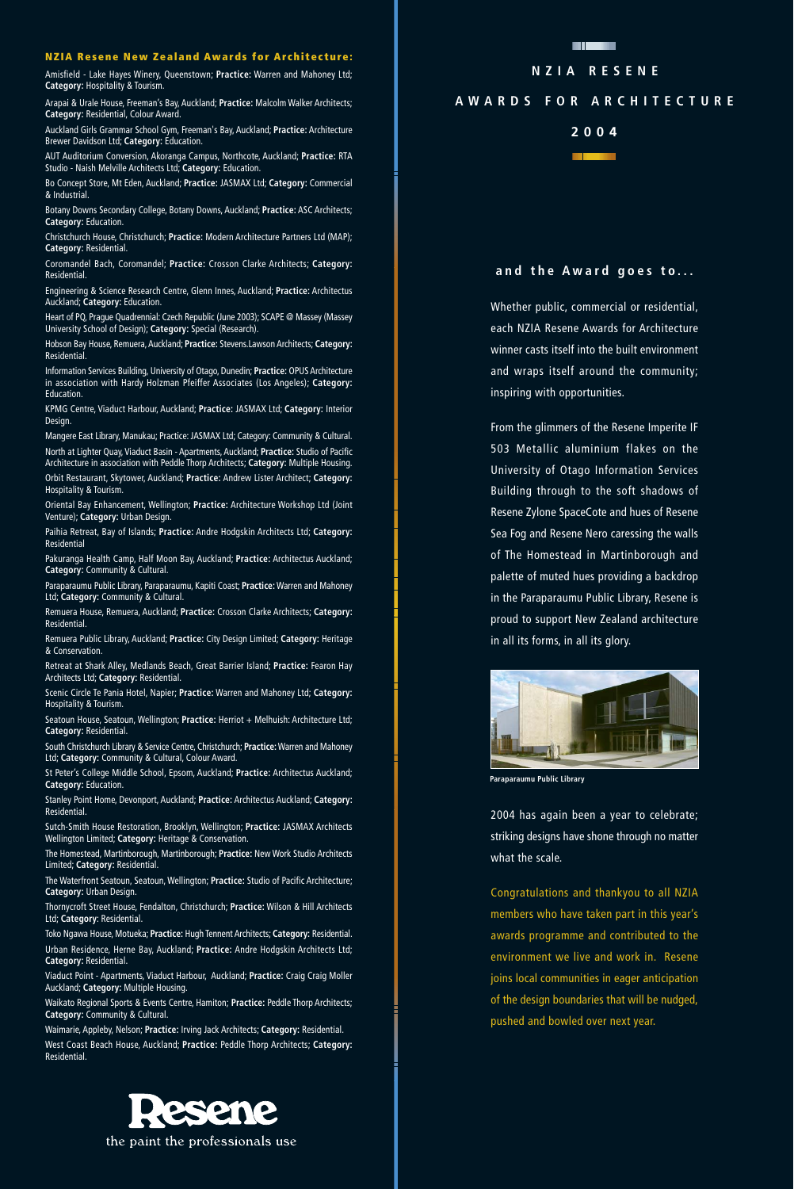## NZIA Resene New Zealand Awards for Architecture:

Amisfield - Lake Hayes Winery, Queenstown; **Practice:** Warren and Mahoney Ltd; **Category:** Hospitality & Tourism.

Arapai & Urale House, Freeman's Bay, Auckland; **Practice:** Malcolm Walker Architects; **Category:** Residential, Colour Award.

Auckland Girls Grammar School Gym, Freeman's Bay, Auckland; **Practice:** Architecture Brewer Davidson Ltd; **Category:** Education.

AUT Auditorium Conversion, Akoranga Campus, Northcote, Auckland; **Practice:** RTA Studio - Naish Melville Architects Ltd; **Category:** Education.

Bo Concept Store, Mt Eden, Auckland; **Practice:** JASMAX Ltd; **Category:** Commercial & Industrial.

Botany Downs Secondary College, Botany Downs, Auckland; **Practice:** ASC Architects; **Category:** Education.

Christchurch House, Christchurch; **Practice:** Modern Architecture Partners Ltd (MAP); **Category:** Residential.

Coromandel Bach, Coromandel; **Practice:** Crosson Clarke Architects; **Category:** Residential.

Engineering & Science Research Centre, Glenn Innes, Auckland; **Practice:** Architectus Auckland; **Category:** Education.

Heart of PQ, Prague Quadrennial: Czech Republic (June 2003); SCAPE @ Massey (Massey University School of Design); **Category:** Special (Research).

Hobson Bay House, Remuera, Auckland; **Practice:** Stevens.Lawson Architects; **Category:** Residential.

Information Services Building, University of Otago, Dunedin; **Practice:** OPUS Architecture in association with Hardy Holzman Pfeiffer Associates (Los Angeles); **Category:** Education.

KPMG Centre, Viaduct Harbour, Auckland; **Practice:** JASMAX Ltd; **Category:** Interior Design.

Mangere East Library, Manukau; Practice: JASMAX Ltd; Category: Community & Cultural.

North at Lighter Quay, Viaduct Basin - Apartments, Auckland; **Practice:** Studio of Pacific Architecture in association with Peddle Thorp Architects; **Category:** Multiple Housing.

Orbit Restaurant, Skytower, Auckland; **Practice:** Andrew Lister Architect; **Category:** Hospitality & Tourism.

Oriental Bay Enhancement, Wellington; **Practice:** Architecture Workshop Ltd (Joint Venture); **Category:** Urban Design.

Paihia Retreat, Bay of Islands; **Practice:** Andre Hodgskin Architects Ltd; **Category:** Residential

Pakuranga Health Camp, Half Moon Bay, Auckland; **Practice:** Architectus Auckland; **Category:** Community & Cultural.

Paraparaumu Public Library, Paraparaumu, Kapiti Coast; **Practice:** Warren and Mahoney Ltd; **Category:** Community & Cultural.

Remuera House, Remuera, Auckland; **Practice:** Crosson Clarke Architects; **Category:** Residential.

Remuera Public Library, Auckland; **Practice:** City Design Limited; **Category:** Heritage & Conservation.

Retreat at Shark Alley, Medlands Beach, Great Barrier Island; **Practice:** Fearon Hay Architects Ltd; **Category:** Residential.

Scenic Circle Te Pania Hotel, Napier; **Practice:** Warren and Mahoney Ltd; **Category:** Hospitality & Tourism.

Seatoun House, Seatoun, Wellington; **Practice:** Herriot + Melhuish: Architecture Ltd; **Category:** Residential.

South Christchurch Library & Service Centre, Christchurch; **Practice:** Warren and Mahoney Ltd; **Category:** Community & Cultural, Colour Award.

St Peter's College Middle School, Epsom, Auckland; **Practice:** Architectus Auckland; **Category:** Education.

Stanley Point Home, Devonport, Auckland; **Practice:** Architectus Auckland; **Category:** Residential.

Sutch-Smith House Restoration, Brooklyn, Wellington; **Practice:** JASMAX Architects Wellington Limited; **Category:** Heritage & Conservation.

The Homestead, Martinborough, Martinborough; **Practice:** New Work Studio Architects Limited; **Category:** Residential.

The Waterfront Seatoun, Seatoun, Wellington; **Practice:** Studio of Pacific Architecture; **Category:** Urban Design.

Thornycroft Street House, Fendalton, Christchurch; **Practice:** Wilson & Hill Architects Ltd; **Category**: Residential.

Toko Ngawa House, Motueka; **Practice:** Hugh Tennent Architects; **Category:** Residential.

Urban Residence, Herne Bay, Auckland; **Practice:** Andre Hodgskin Architects Ltd; **Category:** Residential.

Viaduct Point - Apartments, Viaduct Harbour, Auckland; **Practice:** Craig Craig Moller Auckland; **Category:** Multiple Housing.

Waikato Regional Sports & Events Centre, Hamiton; **Practice:** Peddle Thorp Architects; **Category:** Community & Cultural.

Waimarie, Appleby, Nelson; **Practice:** Irving Jack Architects; **Category:** Residential.

West Coast Beach House, Auckland; **Practice:** Peddle Thorp Architects; **Category:** Residential.

Resene

the paint the professionals use

# NZIA RESENE AWARDS FOR ARCHITECTURE 2004

### and the Award goes to...

Whether public, commercial or residential, each NZIA Resene Awards for Architecture winner casts itself into the built environment and wraps itself around the community; inspiring with opportunities.

From the glimmers of the Resene Imperite IF 503 Metallic aluminium flakes on the University of Otago Information Services Building through to the soft shadows of Resene Zylone SpaceCote and hues of Resene Sea Fog and Resene Nero caressing the walls of The Homestead in Martinborough and palette of muted hues providing a backdrop in the Paraparaumu Public Library, Resene is proud to support New Zealand architecture in all its forms, in all its glory.

**Paraparaumu Public Library**

2004 has again been a year to celebrate; striking designs have shone through no matter what the scale.

Congratulations and thankyou to all NZIA members who have taken part in this year's awards programme and contributed to the environment we live and work in. Resene joins local communities in eager anticipation of the design boundaries that will be nudged, pushed and bowled over next year.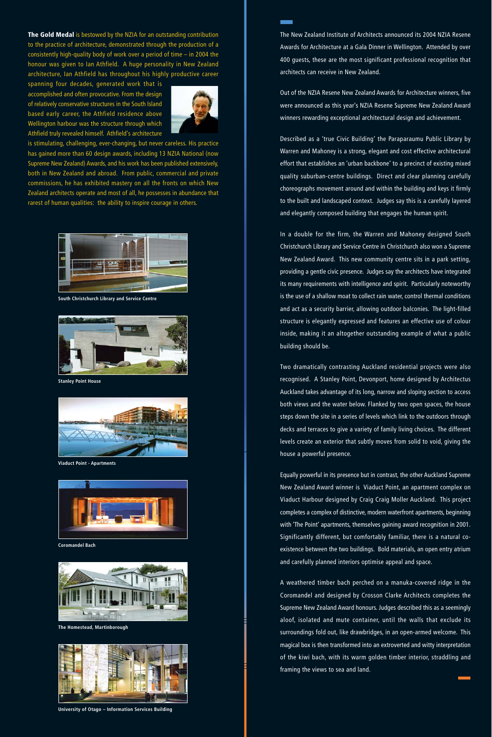**The Gold Medal** is bestowed by the NZIA for an outstanding contribution to the practice of architecture, demonstrated through the production of a consistently high-quality body of work over a period of time – in 2004 the honour was given to Ian Athfield. A huge personality in New Zealand architecture, Ian Athfield has throughout his highly productive career spanning four decades, generated work that is accomplished and often provocative. From the design of relatively conservative structures in the South Island based early career, the Athfield residence above Wellington harbour was the structure through which Athfield truly revealed himself. Athfield's architecture is stimulating, challenging, ever-changing, but never careless. His practice has gained more than 60 design awards, including 13 NZIA National (now Supreme New Zealand) Awards, and his work has been published extensively, both in New Zealand and abroad. From public, commercial and private commissions, he has exhibited mastery on all the fronts on which New Zealand architects operate and most of all, he possesses in abundance that rarest of human qualities: the ability to inspire courage in others.

**South Christchurch Library and Service Centre**

**Stanley Point House**

**Viaduct Point - Apartments**

**Coromandel Bach**

**The Homestead, Martinborough**

**University of Otago – Information Services Building**

The New Zealand Institute of Architects announced its 2004 NZIA Resene Awards for Architecture at a Gala Dinner in Wellington. Attended by over 400 guests, these are the most significant professional recognition that architects can receive in New Zealand.

Out of the NZIA Resene New Zealand Awards for Architecture winners, five were announced as this year's NZIA Resene Supreme New Zealand Award winners rewarding exceptional architectural design and achievement.

Described as a 'true Civic Building' the Paraparaumu Public Library by Warren and Mahoney is a strong, elegant and cost effective architectural effort that establishes an 'urban backbone' to a precinct of existing mixed quality suburban-centre buildings. Direct and clear planning carefully choreographs movement around and within the building and keys it firmly to the built and landscaped context. Judges say this is a carefully layered and elegantly composed building that engages the human spirit.

In a double for the firm, the Warren and Mahoney designed South Christchurch Library and Service Centre in Christchurch also won a Supreme New Zealand Award. This new community centre sits in a park setting, providing a gentle civic presence. Judges say the architects have integrated its many requirements with intelligence and spirit. Particularly noteworthy is the use of a shallow moat to collect rain water, control thermal conditions and act as a security barrier, allowing outdoor balconies. The light-filled structure is elegantly expressed and features an effective use of colour inside, making it an altogether outstanding example of what a public building should be.

Two dramatically contrasting Auckland residential projects were also recognised. A Stanley Point, Devonport, home designed by Architectus Auckland takes advantage of its long, narrow and sloping section to access both views and the water below. Flanked by two open spaces, the house steps down the site in a series of levels which link to the outdoors through decks and terraces to give a variety of family living choices. The different levels create an exterior that subtly moves from solid to void, giving the house a powerful presence.

Equally powerful in its presence but in contrast, the other Auckland Supreme New Zealand Award winner is Viaduct Point, an apartment complex on Viaduct Harbour designed by Craig Craig Moller Auckland. This project completes a complex of distinctive, modern waterfront apartments, beginning with 'The Point' apartments, themselves gaining award recognition in 2001. Significantly different, but comfortably familiar, there is a natural co-existence between the two buildings. Bold materials, an open entry atrium and carefully planned interiors optimise appeal and space.

A weathered timber bach perched on a manuka-covered ridge in the Coromandel and designed by Crosson Clarke Architects completes the Supreme New Zealand Award honours. Judges described this as a seemingly aloof, isolated and mute container, until the walls that exclude its surroundings fold out, like drawbridges, in an open-armed welcome. This magical box is then transformed into an extroverted and witty interpretation of the kiwi bach, with its warm golden timber interior, straddling and framing the views to sea and land.